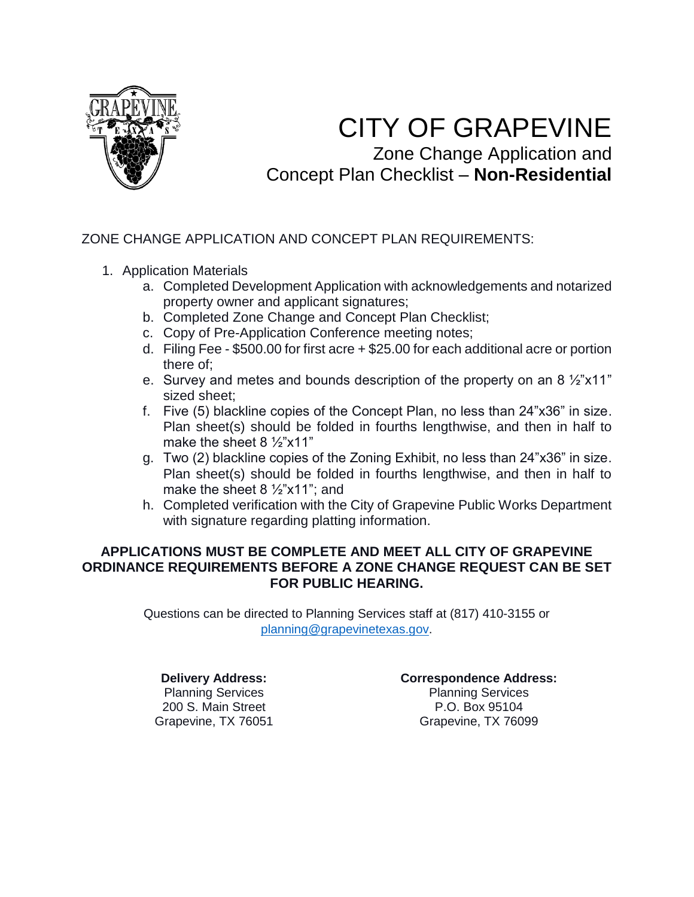# CITY OF GRAPEVINE

## Zone Change Application and Concept Plan Checklist – **Non-Residential**

ZONE CHANGE APPLICATION AND CONCEPT PLAN REQUIREMENTS:

1. Application Materials
   a. Completed Development Application with acknowledgements and notarized property owner and applicant signatures;
   b. Completed Zone Change and Concept Plan Checklist;
   c. Copy of Pre-Application Conference meeting notes;
   d. Filing Fee - $500.00 for first acre + $25.00 for each additional acre or portion there of;
   e. Survey and metes and bounds description of the property on an 8 ½"x11" sized sheet;
   f. Five (5) blackline copies of the Concept Plan, no less than 24"x36" in size. Plan sheet(s) should be folded in fourths lengthwise, and then in half to make the sheet 8 ½"x11"
   g. Two (2) blackline copies of the Zoning Exhibit, no less than 24"x36" in size. Plan sheet(s) should be folded in fourths lengthwise, and then in half to make the sheet 8 ½"x11"; and
   h. Completed verification with the City of Grapevine Public Works Department with signature regarding platting information.

**APPLICATIONS MUST BE COMPLETE AND MEET ALL CITY OF GRAPEVINE ORDINANCE REQUIREMENTS BEFORE A ZONE CHANGE REQUEST CAN BE SET FOR PUBLIC HEARING.**

Questions can be directed to Planning Services staff at (817) 410-3155 or planning@grapevinetexas.gov.

**Delivery Address:**
Planning Services
200 S. Main Street
Grapevine, TX 76051

**Correspondence Address:**
Planning Services
P.O. Box 95104
Grapevine, TX 76099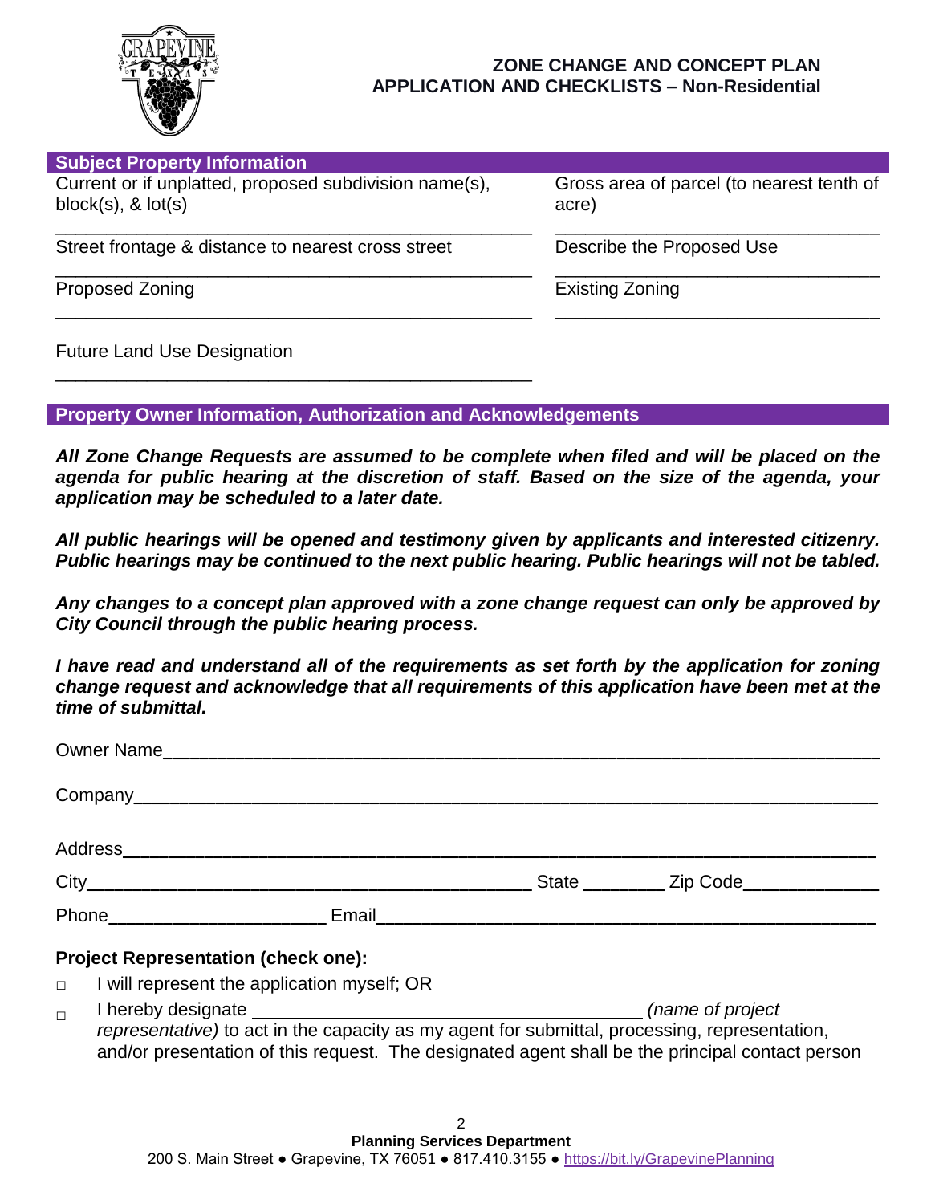# ZONE CHANGE AND CONCEPT PLAN APPLICATION AND CHECKLISTS – Non-Residential

## Subject Property Information

Current or if unplatted, proposed subdivision name(s), block(s), & lot(s)

______________________________________________

Gross area of parcel (to nearest tenth of acre)

______________________________

Street frontage & distance to nearest cross street

______________________________________________

Describe the Proposed Use

______________________________

Proposed Zoning

______________________________________________

Existing Zoning

______________________________

Future Land Use Designation

______________________________________________

## Property Owner Information, Authorization and Acknowledgements

***All Zone Change Requests are assumed to be complete when filed and will be placed on the agenda for public hearing at the discretion of staff. Based on the size of the agenda, your application may be scheduled to a later date.***

***All public hearings will be opened and testimony given by applicants and interested citizenry. Public hearings may be continued to the next public hearing. Public hearings will not be tabled.***

***Any changes to a concept plan approved with a zone change request can only be approved by City Council through the public hearing process.***

***I have read and understand all of the requirements as set forth by the application for zoning change request and acknowledge that all requirements of this application have been met at the time of submittal.***

Owner Name______________________________________________

Company______________________________________________

Address______________________________________________

City______________________________ State ________ Zip Code____________

Phone____________________ Email______________________________

**Project Representation (check one):**

- ☐ I will represent the application myself; OR
- ☐ I hereby designate ______________________________ *(name of project representative)* to act in the capacity as my agent for submittal, processing, representation, and/or presentation of this request. The designated agent shall be the principal contact person

**Planning Services Department**
200 S. Main Street ● Grapevine, TX 76051 ● 817.410.3155 ● https://bit.ly/GrapevinePlanning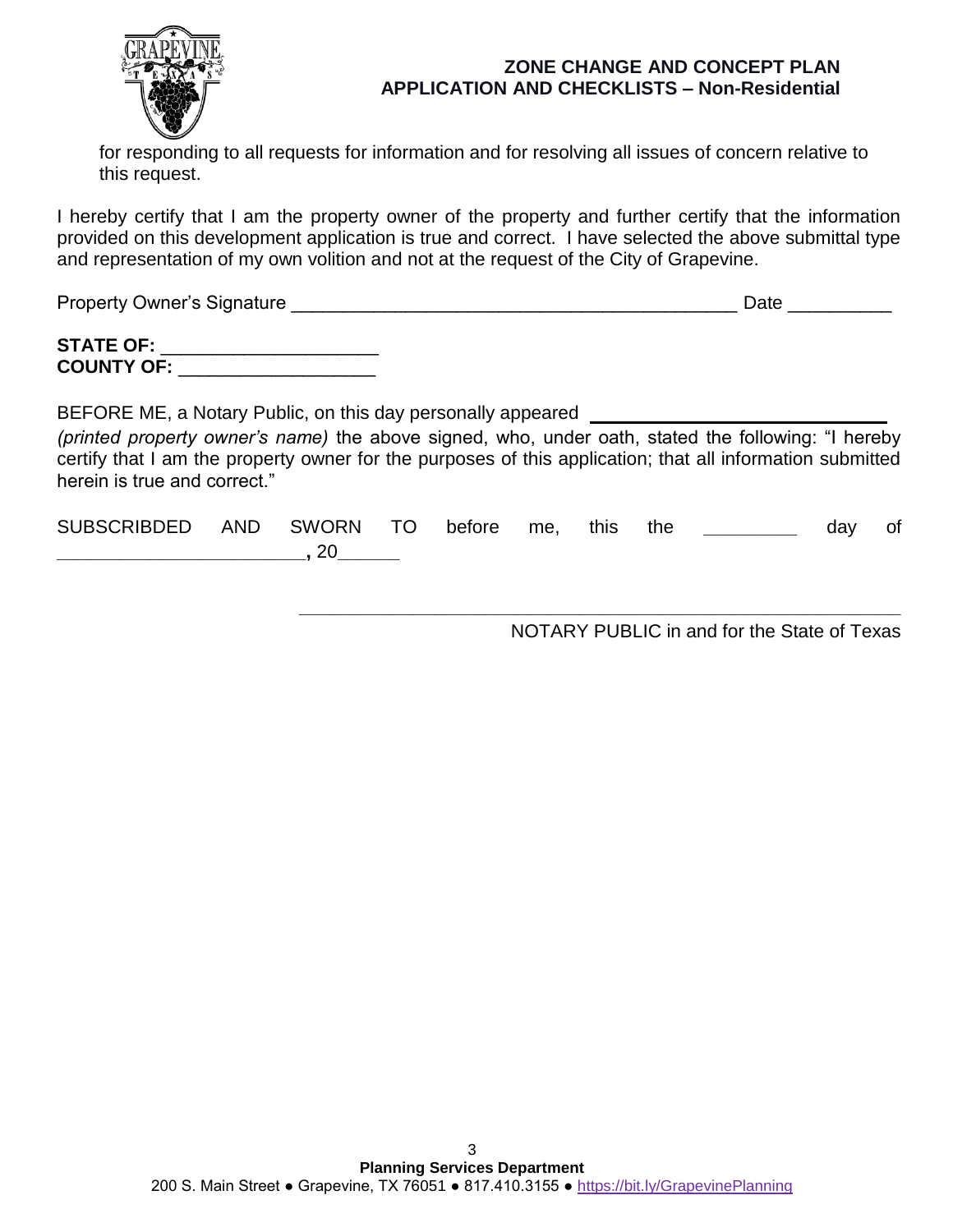for responding to all requests for information and for resolving all issues of concern relative to this request.

I hereby certify that I am the property owner of the property and further certify that the information provided on this development application is true and correct. I have selected the above submittal type and representation of my own volition and not at the request of the City of Grapevine.

Property Owner's Signature _____________________________________________ Date __________

**STATE OF:** _____________________
**COUNTY OF:** ___________________

BEFORE ME, a Notary Public, on this day personally appeared ______________________________ *(printed property owner's name)* the above signed, who, under oath, stated the following: "I hereby certify that I am the property owner for the purposes of this application; that all information submitted herein is true and correct."

SUBSCRIBDED AND SWORN TO before me, this the _________ day of ________________________, 20______

_____________________________________________________________
NOTARY PUBLIC in and for the State of Texas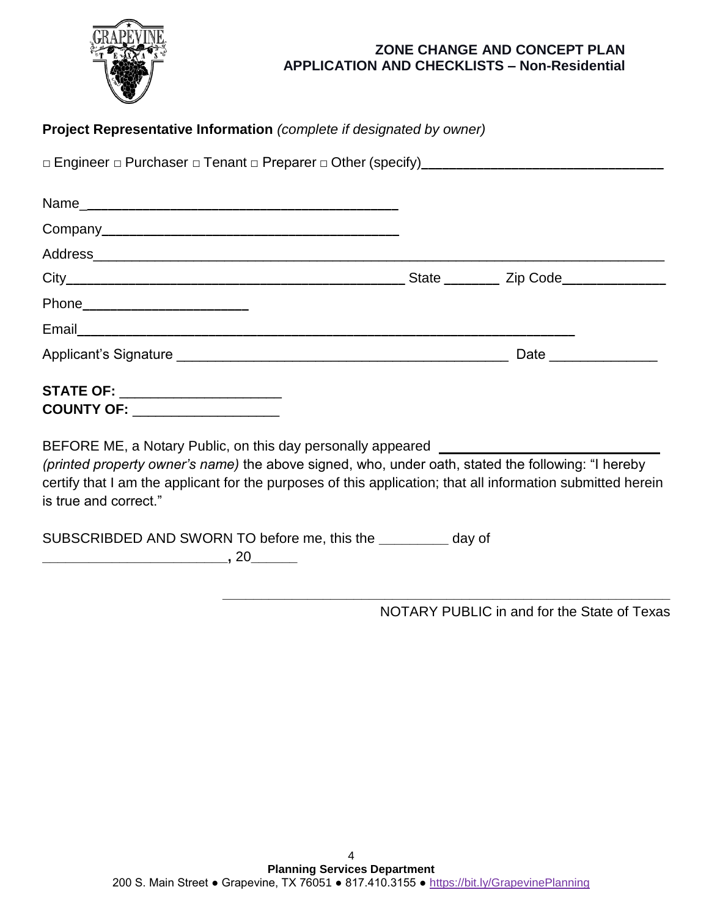# ZONE CHANGE AND CONCEPT PLAN APPLICATION AND CHECKLISTS – Non-Residential

**Project Representative Information** *(complete if designated by owner)*

□ Engineer □ Purchaser □ Tenant □ Preparer □ Other (specify)________________________________

Name___________________________________________

Company________________________________________

Address______________________________________________________________________________

City_____________________________________________ State _______ Zip Code_____________

Phone______________________

Email__________________________________________________________________

Applicant's Signature _____________________________________________ Date ______________

**STATE OF:** _____________________

**COUNTY OF:** ___________________

BEFORE ME, a Notary Public, on this day personally appeared ____________________________ *(printed property owner's name)* the above signed, who, under oath, stated the following: "I hereby certify that I am the applicant for the purposes of this application; that all information submitted herein is true and correct."

SUBSCRIBDED AND SWORN TO before me, this the _________ day of ________________________, 20______

____________________________________________________________

NOTARY PUBLIC in and for the State of Texas

**Planning Services Department**
200 S. Main Street ● Grapevine, TX 76051 ● 817.410.3155 ● https://bit.ly/GrapevinePlanning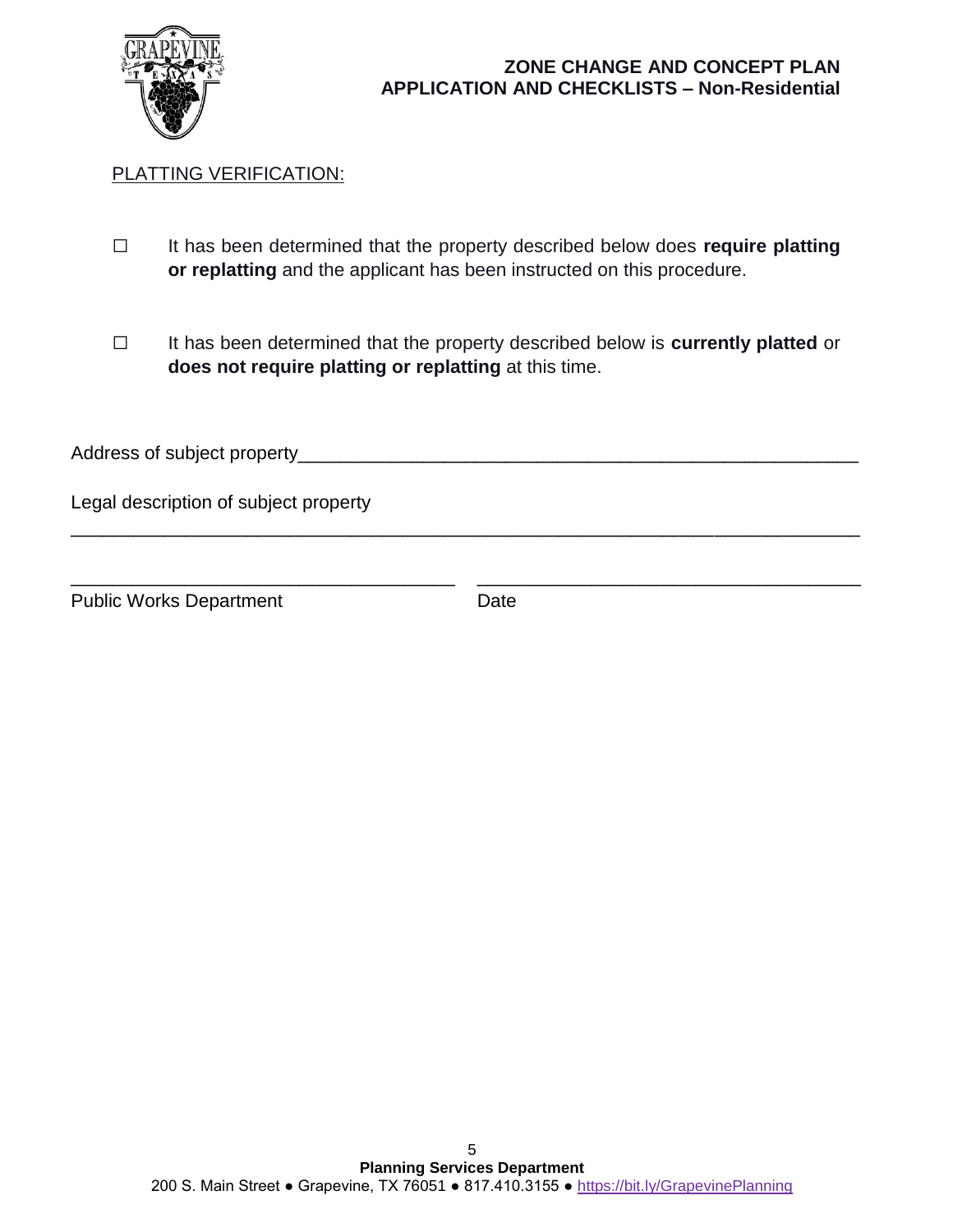# ZONE CHANGE AND CONCEPT PLAN APPLICATION AND CHECKLISTS – Non-Residential

PLATTING VERIFICATION:

☐ It has been determined that the property described below does **require platting or replatting** and the applicant has been instructed on this procedure.

☐ It has been determined that the property described below is **currently platted** or **does not require platting or replatting** at this time.

Address of subject property_______________________________________________________

Legal description of subject property

_____________________________________________________________________________

___________________________________ ___________________________________

Public Works Department Date

**Planning Services Department**

200 S. Main Street ● Grapevine, TX 76051 ● 817.410.3155 ● https://bit.ly/GrapevinePlanning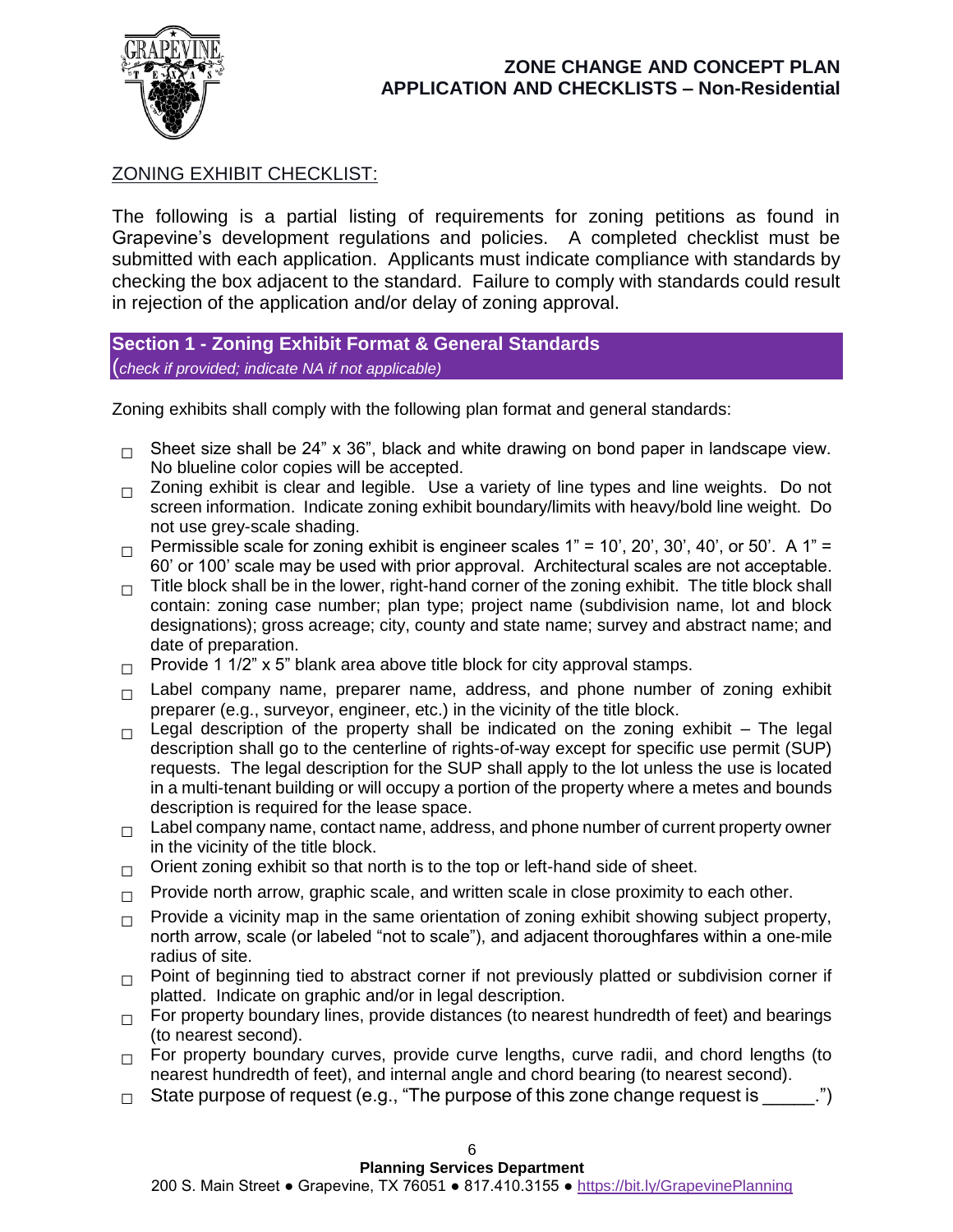**ZONE CHANGE AND CONCEPT PLAN**
**APPLICATION AND CHECKLISTS – Non-Residential**

## ZONING EXHIBIT CHECKLIST:

The following is a partial listing of requirements for zoning petitions as found in Grapevine's development regulations and policies. A completed checklist must be submitted with each application. Applicants must indicate compliance with standards by checking the box adjacent to the standard. Failure to comply with standards could result in rejection of the application and/or delay of zoning approval.

### Section 1 - Zoning Exhibit Format & General Standards

*(check if provided; indicate NA if not applicable)*

Zoning exhibits shall comply with the following plan format and general standards:

- ☐ Sheet size shall be 24" x 36", black and white drawing on bond paper in landscape view. No blueline color copies will be accepted.
- ☐ Zoning exhibit is clear and legible. Use a variety of line types and line weights. Do not screen information. Indicate zoning exhibit boundary/limits with heavy/bold line weight. Do not use grey-scale shading.
- ☐ Permissible scale for zoning exhibit is engineer scales 1" = 10', 20', 30', 40', or 50'. A 1" = 60' or 100' scale may be used with prior approval. Architectural scales are not acceptable.
- ☐ Title block shall be in the lower, right-hand corner of the zoning exhibit. The title block shall contain: zoning case number; plan type; project name (subdivision name, lot and block designations); gross acreage; city, county and state name; survey and abstract name; and date of preparation.
- ☐ Provide 1 1/2" x 5" blank area above title block for city approval stamps.
- ☐ Label company name, preparer name, address, and phone number of zoning exhibit preparer (e.g., surveyor, engineer, etc.) in the vicinity of the title block.
- ☐ Legal description of the property shall be indicated on the zoning exhibit – The legal description shall go to the centerline of rights-of-way except for specific use permit (SUP) requests. The legal description for the SUP shall apply to the lot unless the use is located in a multi-tenant building or will occupy a portion of the property where a metes and bounds description is required for the lease space.
- ☐ Label company name, contact name, address, and phone number of current property owner in the vicinity of the title block.
- ☐ Orient zoning exhibit so that north is to the top or left-hand side of sheet.
- ☐ Provide north arrow, graphic scale, and written scale in close proximity to each other.
- ☐ Provide a vicinity map in the same orientation of zoning exhibit showing subject property, north arrow, scale (or labeled "not to scale"), and adjacent thoroughfares within a one-mile radius of site.
- ☐ Point of beginning tied to abstract corner if not previously platted or subdivision corner if platted. Indicate on graphic and/or in legal description.
- ☐ For property boundary lines, provide distances (to nearest hundredth of feet) and bearings (to nearest second).
- ☐ For property boundary curves, provide curve lengths, curve radii, and chord lengths (to nearest hundredth of feet), and internal angle and chord bearing (to nearest second).
- ☐ State purpose of request (e.g., "The purpose of this zone change request is _____.")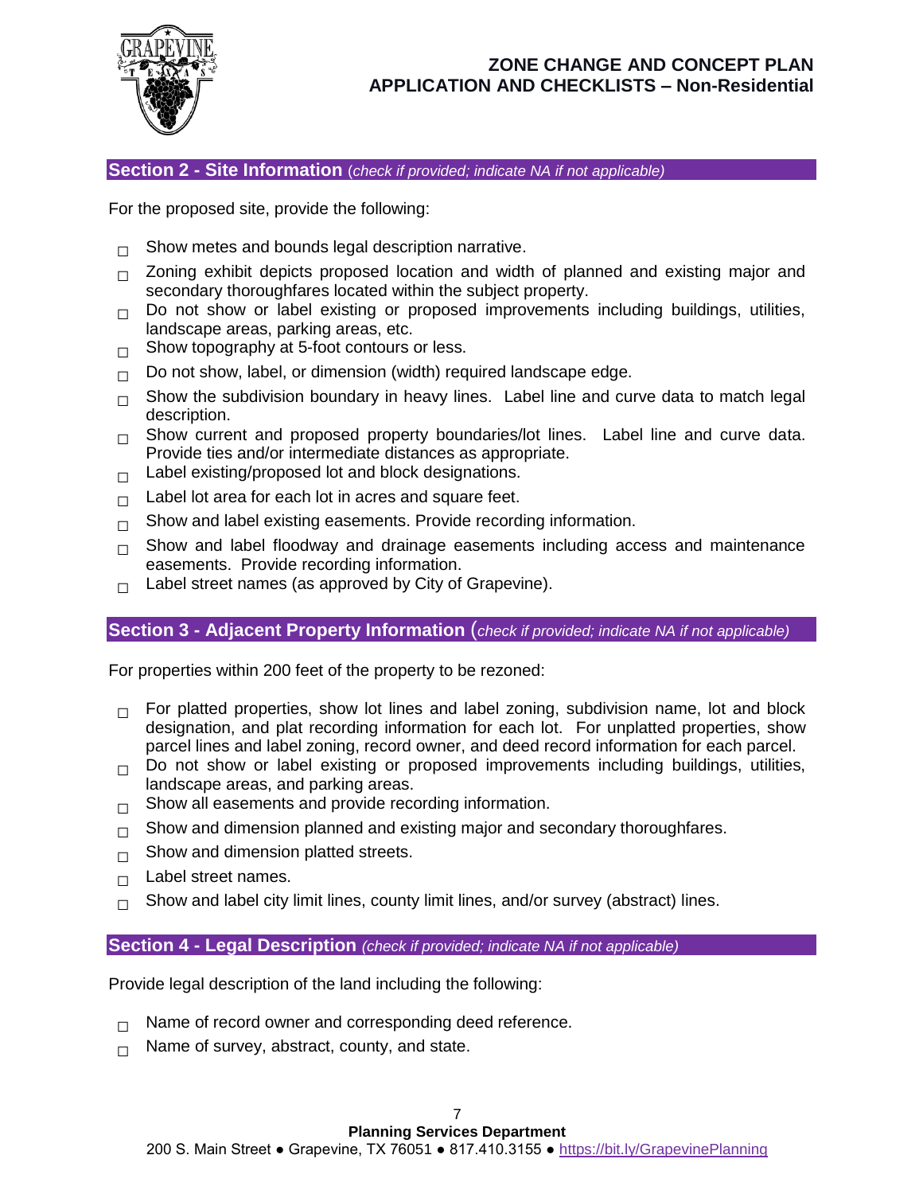## Section 2 - Site Information (*check if provided; indicate NA if not applicable)*

For the proposed site, provide the following:

- ☐ Show metes and bounds legal description narrative.
- ☐ Zoning exhibit depicts proposed location and width of planned and existing major and secondary thoroughfares located within the subject property.
- ☐ Do not show or label existing or proposed improvements including buildings, utilities, landscape areas, parking areas, etc.
- ☐ Show topography at 5-foot contours or less.
- ☐ Do not show, label, or dimension (width) required landscape edge.
- ☐ Show the subdivision boundary in heavy lines. Label line and curve data to match legal description.
- ☐ Show current and proposed property boundaries/lot lines. Label line and curve data. Provide ties and/or intermediate distances as appropriate.
- ☐ Label existing/proposed lot and block designations.
- ☐ Label lot area for each lot in acres and square feet.
- ☐ Show and label existing easements. Provide recording information.
- ☐ Show and label floodway and drainage easements including access and maintenance easements. Provide recording information.
- ☐ Label street names (as approved by City of Grapevine).

## Section 3 - Adjacent Property Information (*check if provided; indicate NA if not applicable)*

For properties within 200 feet of the property to be rezoned:

- ☐ For platted properties, show lot lines and label zoning, subdivision name, lot and block designation, and plat recording information for each lot. For unplatted properties, show parcel lines and label zoning, record owner, and deed record information for each parcel.
- ☐ Do not show or label existing or proposed improvements including buildings, utilities, landscape areas, and parking areas.
- ☐ Show all easements and provide recording information.
- ☐ Show and dimension planned and existing major and secondary thoroughfares.
- ☐ Show and dimension platted streets.
- ☐ Label street names.
- ☐ Show and label city limit lines, county limit lines, and/or survey (abstract) lines.

## Section 4 - Legal Description *(check if provided; indicate NA if not applicable)*

Provide legal description of the land including the following:

- ☐ Name of record owner and corresponding deed reference.
- ☐ Name of survey, abstract, county, and state.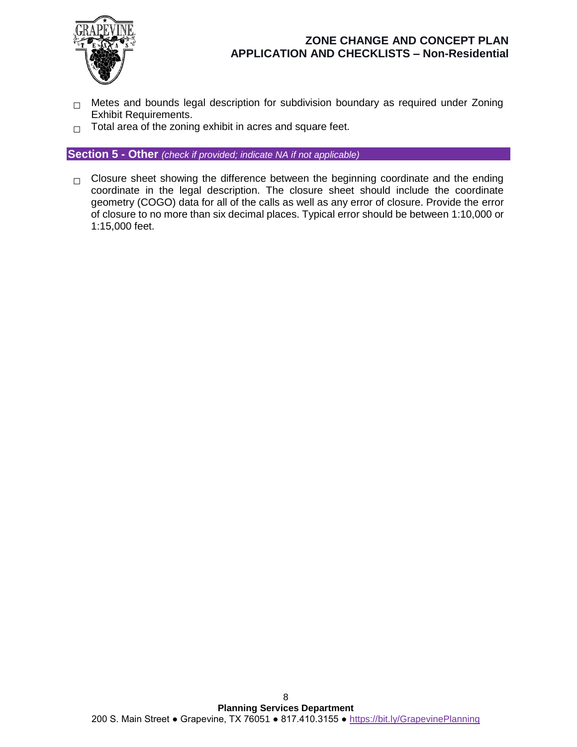- ☐ Metes and bounds legal description for subdivision boundary as required under Zoning Exhibit Requirements.
- ☐ Total area of the zoning exhibit in acres and square feet.

## Section 5 - Other *(check if provided; indicate NA if not applicable)*

- ☐ Closure sheet showing the difference between the beginning coordinate and the ending coordinate in the legal description. The closure sheet should include the coordinate geometry (COGO) data for all of the calls as well as any error of closure. Provide the error of closure to no more than six decimal places. Typical error should be between 1:10,000 or 1:15,000 feet.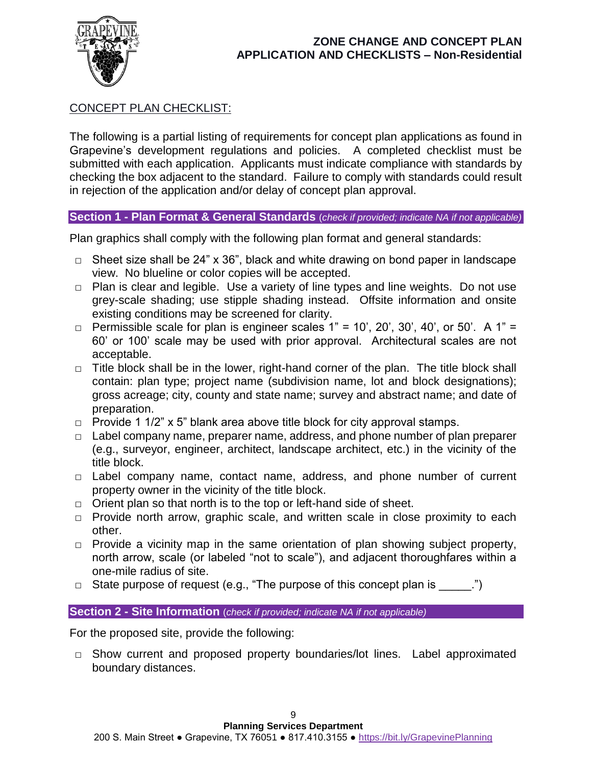## ZONE CHANGE AND CONCEPT PLAN APPLICATION AND CHECKLISTS – Non-Residential

### CONCEPT PLAN CHECKLIST:

The following is a partial listing of requirements for concept plan applications as found in Grapevine's development regulations and policies. A completed checklist must be submitted with each application. Applicants must indicate compliance with standards by checking the box adjacent to the standard. Failure to comply with standards could result in rejection of the application and/or delay of concept plan approval.

**Section 1 - Plan Format & General Standards** (*check if provided; indicate NA if not applicable)*

Plan graphics shall comply with the following plan format and general standards:

- □ Sheet size shall be 24" x 36", black and white drawing on bond paper in landscape view. No blueline or color copies will be accepted.
- □ Plan is clear and legible. Use a variety of line types and line weights. Do not use grey-scale shading; use stipple shading instead. Offsite information and onsite existing conditions may be screened for clarity.
- □ Permissible scale for plan is engineer scales 1" = 10', 20', 30', 40', or 50'. A 1" = 60' or 100' scale may be used with prior approval. Architectural scales are not acceptable.
- □ Title block shall be in the lower, right-hand corner of the plan. The title block shall contain: plan type; project name (subdivision name, lot and block designations); gross acreage; city, county and state name; survey and abstract name; and date of preparation.
- □ Provide 1 1/2" x 5" blank area above title block for city approval stamps.
- □ Label company name, preparer name, address, and phone number of plan preparer (e.g., surveyor, engineer, architect, landscape architect, etc.) in the vicinity of the title block.
- □ Label company name, contact name, address, and phone number of current property owner in the vicinity of the title block.
- □ Orient plan so that north is to the top or left-hand side of sheet.
- □ Provide north arrow, graphic scale, and written scale in close proximity to each other.
- □ Provide a vicinity map in the same orientation of plan showing subject property, north arrow, scale (or labeled "not to scale"), and adjacent thoroughfares within a one-mile radius of site.
- □ State purpose of request (e.g., "The purpose of this concept plan is _____.")

**Section 2 - Site Information** (*check if provided; indicate NA if not applicable)*

For the proposed site, provide the following:

- □ Show current and proposed property boundaries/lot lines. Label approximated boundary distances.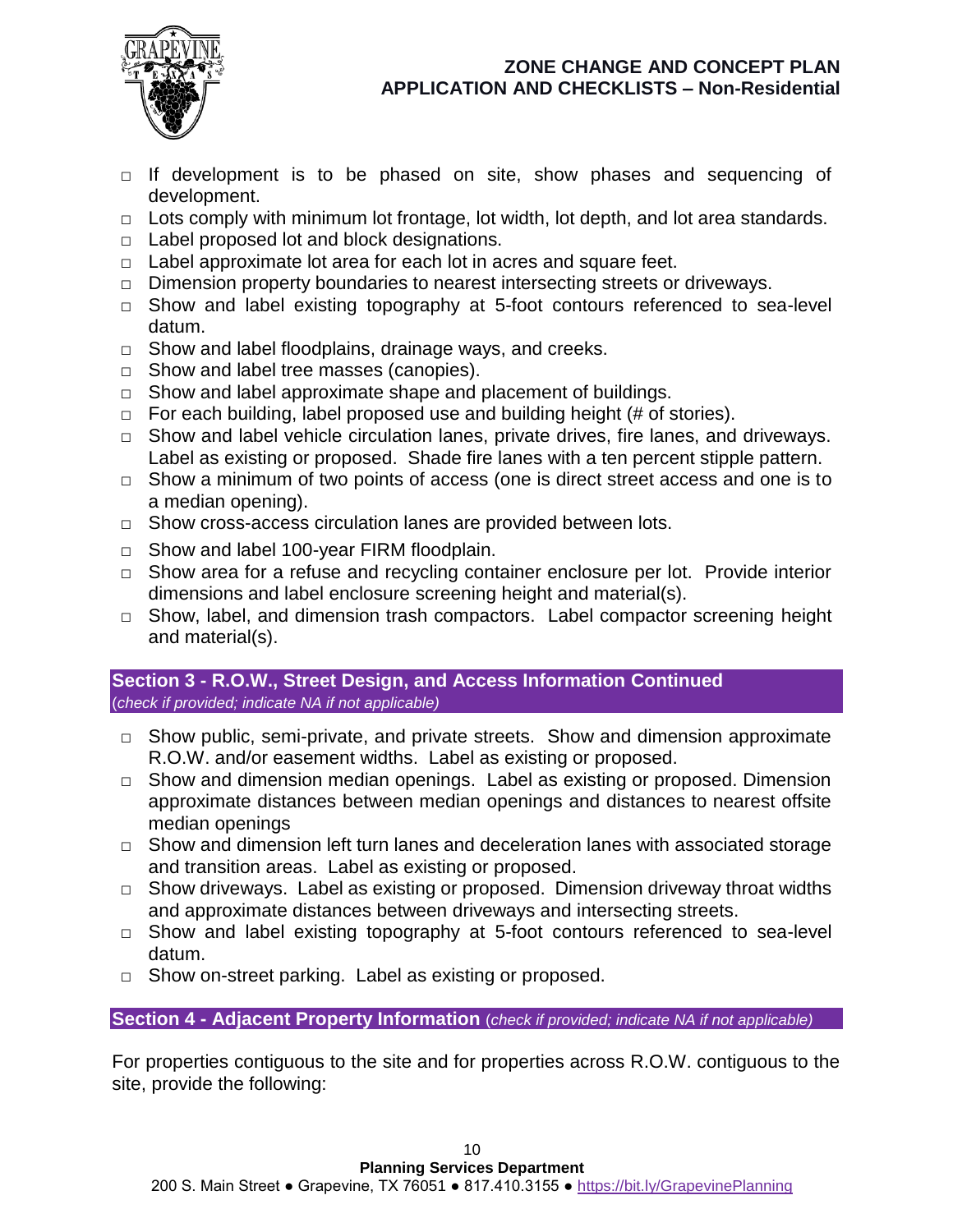- □ If development is to be phased on site, show phases and sequencing of development.
- □ Lots comply with minimum lot frontage, lot width, lot depth, and lot area standards.
- □ Label proposed lot and block designations.
- □ Label approximate lot area for each lot in acres and square feet.
- □ Dimension property boundaries to nearest intersecting streets or driveways.
- □ Show and label existing topography at 5-foot contours referenced to sea-level datum.
- □ Show and label floodplains, drainage ways, and creeks.
- □ Show and label tree masses (canopies).
- □ Show and label approximate shape and placement of buildings.
- □ For each building, label proposed use and building height (# of stories).
- □ Show and label vehicle circulation lanes, private drives, fire lanes, and driveways. Label as existing or proposed. Shade fire lanes with a ten percent stipple pattern.
- □ Show a minimum of two points of access (one is direct street access and one is to a median opening).
- □ Show cross-access circulation lanes are provided between lots.
- □ Show and label 100-year FIRM floodplain.
- □ Show area for a refuse and recycling container enclosure per lot. Provide interior dimensions and label enclosure screening height and material(s).
- □ Show, label, and dimension trash compactors. Label compactor screening height and material(s).

## Section 3 - R.O.W., Street Design, and Access Information Continued

*(check if provided; indicate NA if not applicable)*

- □ Show public, semi-private, and private streets. Show and dimension approximate R.O.W. and/or easement widths. Label as existing or proposed.
- □ Show and dimension median openings. Label as existing or proposed. Dimension approximate distances between median openings and distances to nearest offsite median openings
- □ Show and dimension left turn lanes and deceleration lanes with associated storage and transition areas. Label as existing or proposed.
- □ Show driveways. Label as existing or proposed. Dimension driveway throat widths and approximate distances between driveways and intersecting streets.
- □ Show and label existing topography at 5-foot contours referenced to sea-level datum.
- □ Show on-street parking. Label as existing or proposed.

## Section 4 - Adjacent Property Information *(check if provided; indicate NA if not applicable)*

For properties contiguous to the site and for properties across R.O.W. contiguous to the site, provide the following: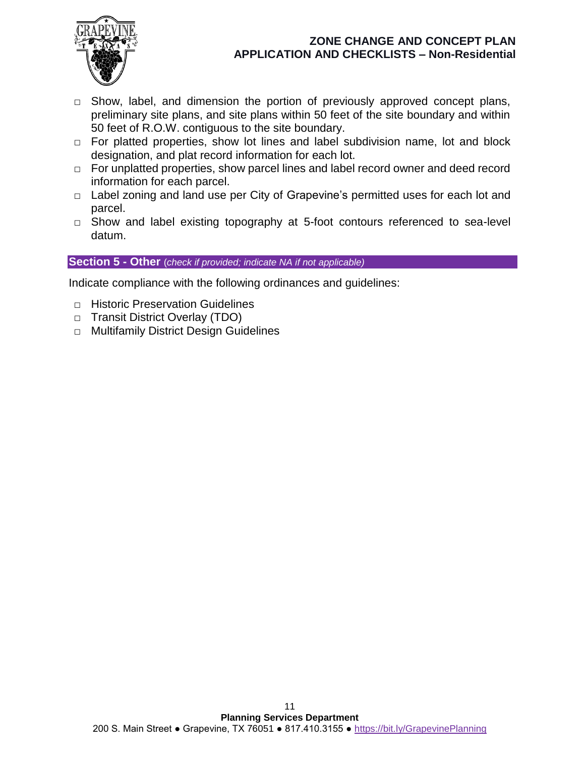- □ Show, label, and dimension the portion of previously approved concept plans, preliminary site plans, and site plans within 50 feet of the site boundary and within 50 feet of R.O.W. contiguous to the site boundary.
- □ For platted properties, show lot lines and label subdivision name, lot and block designation, and plat record information for each lot.
- □ For unplatted properties, show parcel lines and label record owner and deed record information for each parcel.
- □ Label zoning and land use per City of Grapevine's permitted uses for each lot and parcel.
- □ Show and label existing topography at 5-foot contours referenced to sea-level datum.

## Section 5 - Other (*check if provided; indicate NA if not applicable)*

Indicate compliance with the following ordinances and guidelines:

- □ Historic Preservation Guidelines
- □ Transit District Overlay (TDO)
- □ Multifamily District Design Guidelines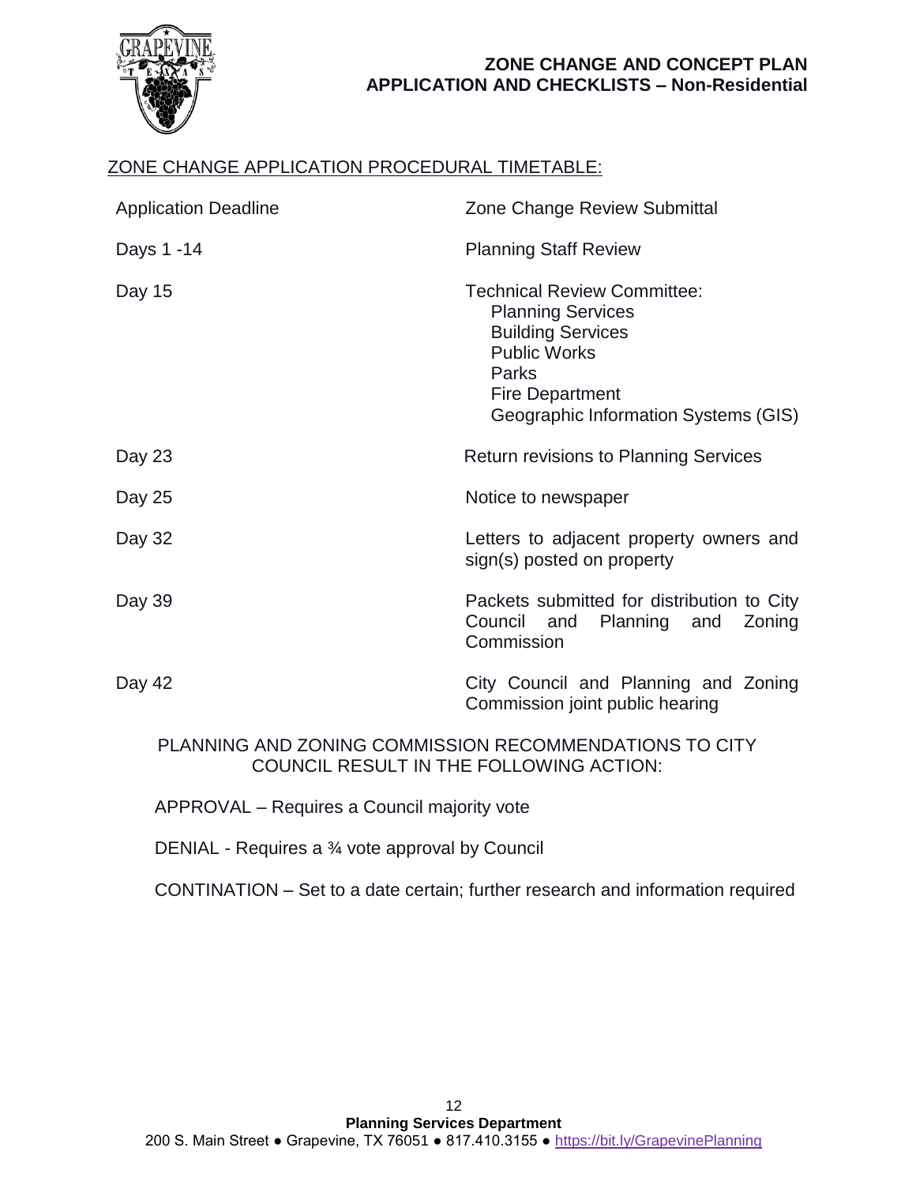## ZONE CHANGE AND CONCEPT PLAN APPLICATION AND CHECKLISTS – Non-Residential

ZONE CHANGE APPLICATION PROCEDURAL TIMETABLE:

| | |
|---|---|
| Application Deadline | Zone Change Review Submittal |
| Days 1 -14 | Planning Staff Review |
| Day 15 | Technical Review Committee:<br>Planning Services<br>Building Services<br>Public Works<br>Parks<br>Fire Department<br>Geographic Information Systems (GIS) |
| Day 23 | Return revisions to Planning Services |
| Day 25 | Notice to newspaper |
| Day 32 | Letters to adjacent property owners and sign(s) posted on property |
| Day 39 | Packets submitted for distribution to City Council and Planning and Zoning Commission |
| Day 42 | City Council and Planning and Zoning Commission joint public hearing |

PLANNING AND ZONING COMMISSION RECOMMENDATIONS TO CITY COUNCIL RESULT IN THE FOLLOWING ACTION:

APPROVAL – Requires a Council majority vote

DENIAL - Requires a ¾ vote approval by Council

CONTINATION – Set to a date certain; further research and information required